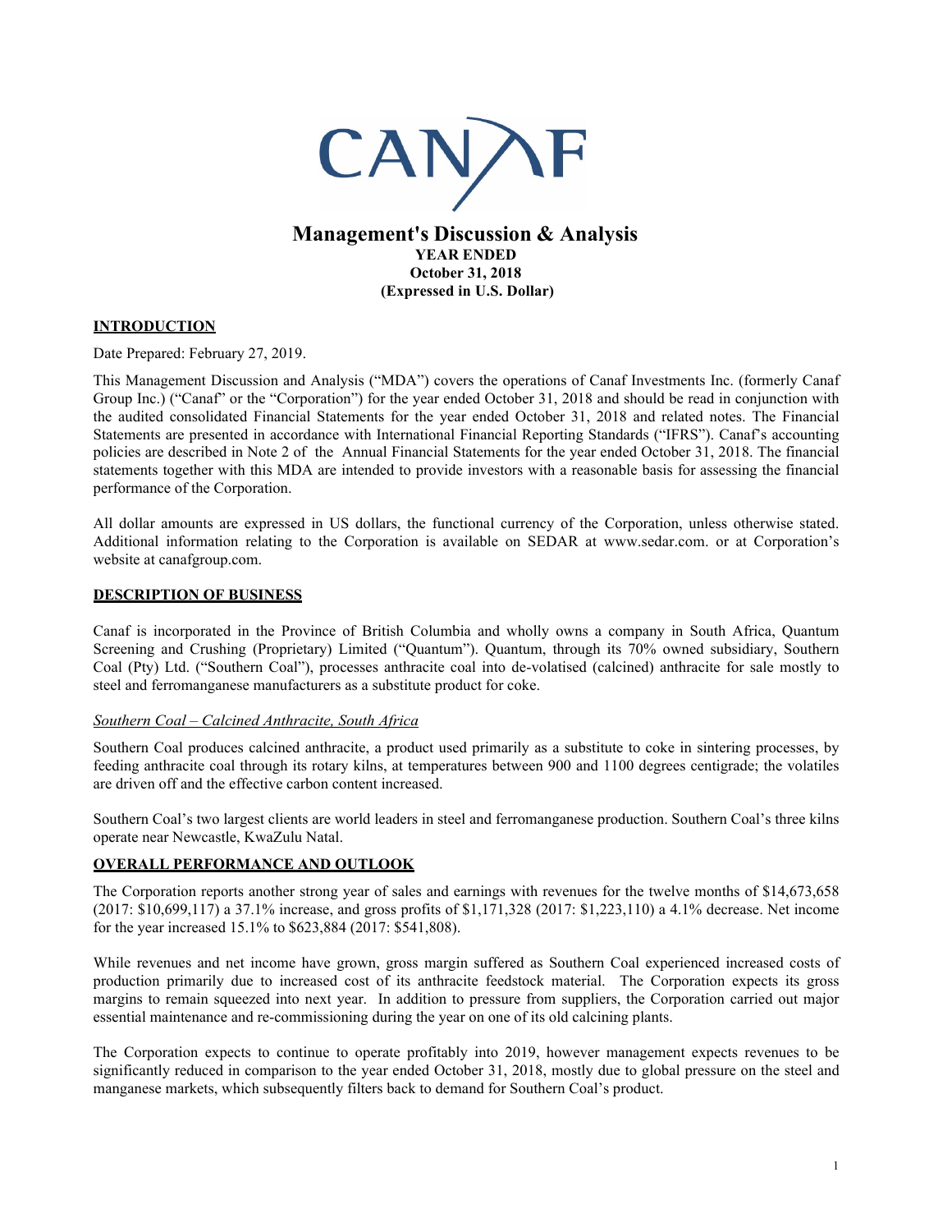# CANAF

## Management's Discussion & Analysis

**YEAR ENDED**
**October 31, 2018**
**(Expressed in U.S. Dollar)**

### INTRODUCTION

Date Prepared: February 27, 2019.

This Management Discussion and Analysis ("MDA") covers the operations of Canaf Investments Inc. (formerly Canaf Group Inc.) ("Canaf" or the "Corporation") for the year ended October 31, 2018 and should be read in conjunction with the audited consolidated Financial Statements for the year ended October 31, 2018 and related notes. The Financial Statements are presented in accordance with International Financial Reporting Standards ("IFRS"). Canaf's accounting policies are described in Note 2 of the Annual Financial Statements for the year ended October 31, 2018. The financial statements together with this MDA are intended to provide investors with a reasonable basis for assessing the financial performance of the Corporation.

All dollar amounts are expressed in US dollars, the functional currency of the Corporation, unless otherwise stated. Additional information relating to the Corporation is available on SEDAR at www.sedar.com. or at Corporation's website at canafgroup.com.

### DESCRIPTION OF BUSINESS

Canaf is incorporated in the Province of British Columbia and wholly owns a company in South Africa, Quantum Screening and Crushing (Proprietary) Limited ("Quantum"). Quantum, through its 70% owned subsidiary, Southern Coal (Pty) Ltd. ("Southern Coal"), processes anthracite coal into de-volatised (calcined) anthracite for sale mostly to steel and ferromanganese manufacturers as a substitute product for coke.

*Southern Coal – Calcined Anthracite, South Africa*

Southern Coal produces calcined anthracite, a product used primarily as a substitute to coke in sintering processes, by feeding anthracite coal through its rotary kilns, at temperatures between 900 and 1100 degrees centigrade; the volatiles are driven off and the effective carbon content increased.

Southern Coal's two largest clients are world leaders in steel and ferromanganese production. Southern Coal's three kilns operate near Newcastle, KwaZulu Natal.

### OVERALL PERFORMANCE AND OUTLOOK

The Corporation reports another strong year of sales and earnings with revenues for the twelve months of $14,673,658 (2017: $10,699,117) a 37.1% increase, and gross profits of $1,171,328 (2017: $1,223,110) a 4.1% decrease. Net income for the year increased 15.1% to $623,884 (2017: $541,808).

While revenues and net income have grown, gross margin suffered as Southern Coal experienced increased costs of production primarily due to increased cost of its anthracite feedstock material. The Corporation expects its gross margins to remain squeezed into next year. In addition to pressure from suppliers, the Corporation carried out major essential maintenance and re-commissioning during the year on one of its old calcining plants.

The Corporation expects to continue to operate profitably into 2019, however management expects revenues to be significantly reduced in comparison to the year ended October 31, 2018, mostly due to global pressure on the steel and manganese markets, which subsequently filters back to demand for Southern Coal's product.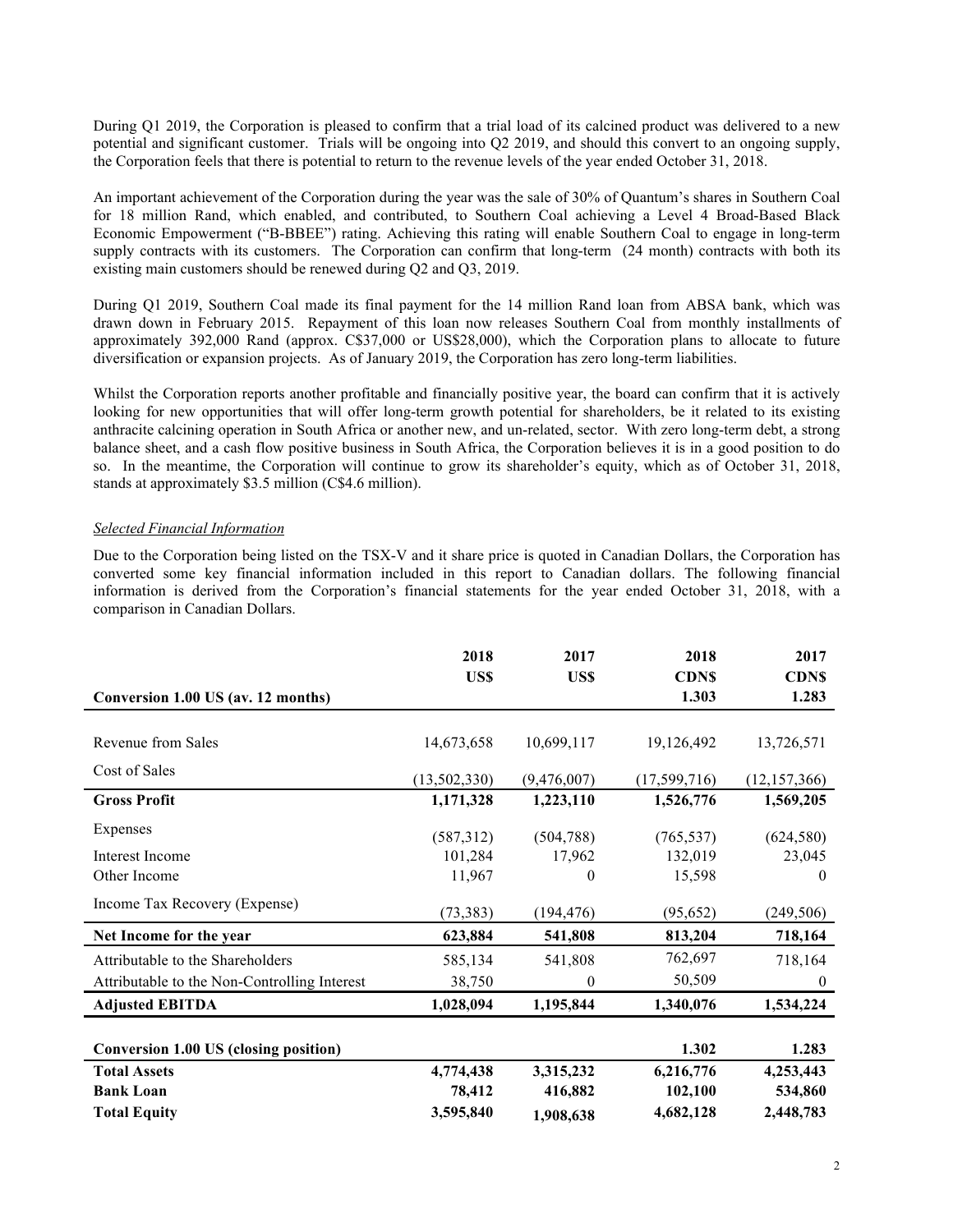During Q1 2019, the Corporation is pleased to confirm that a trial load of its calcined product was delivered to a new potential and significant customer. Trials will be ongoing into Q2 2019, and should this convert to an ongoing supply, the Corporation feels that there is potential to return to the revenue levels of the year ended October 31, 2018.

An important achievement of the Corporation during the year was the sale of 30% of Quantum's shares in Southern Coal for 18 million Rand, which enabled, and contributed, to Southern Coal achieving a Level 4 Broad-Based Black Economic Empowerment ("B-BBEE") rating. Achieving this rating will enable Southern Coal to engage in long-term supply contracts with its customers. The Corporation can confirm that long-term (24 month) contracts with both its existing main customers should be renewed during Q2 and Q3, 2019.

During Q1 2019, Southern Coal made its final payment for the 14 million Rand loan from ABSA bank, which was drawn down in February 2015. Repayment of this loan now releases Southern Coal from monthly installments of approximately 392,000 Rand (approx. C$37,000 or US$28,000), which the Corporation plans to allocate to future diversification or expansion projects. As of January 2019, the Corporation has zero long-term liabilities.

Whilst the Corporation reports another profitable and financially positive year, the board can confirm that it is actively looking for new opportunities that will offer long-term growth potential for shareholders, be it related to its existing anthracite calcining operation in South Africa or another new, and un-related, sector. With zero long-term debt, a strong balance sheet, and a cash flow positive business in South Africa, the Corporation believes it is in a good position to do so. In the meantime, the Corporation will continue to grow its shareholder's equity, which as of October 31, 2018, stands at approximately $3.5 million (C$4.6 million).

*Selected Financial Information*

Due to the Corporation being listed on the TSX-V and it share price is quoted in Canadian Dollars, the Corporation has converted some key financial information included in this report to Canadian dollars. The following financial information is derived from the Corporation's financial statements for the year ended October 31, 2018, with a comparison in Canadian Dollars.

| | 2018 US$ | 2017 US$ | 2018 CDN$ | 2017 CDN$ |
|---|---|---|---|---|
| **Conversion 1.00 US (av. 12 months)** | | | **1.303** | **1.283** |
| Revenue from Sales | 14,673,658 | 10,699,117 | 19,126,492 | 13,726,571 |
| Cost of Sales | (13,502,330) | (9,476,007) | (17,599,716) | (12,157,366) |
| **Gross Profit** | **1,171,328** | **1,223,110** | **1,526,776** | **1,569,205** |
| Expenses | (587,312) | (504,788) | (765,537) | (624,580) |
| Interest Income | 101,284 | 17,962 | 132,019 | 23,045 |
| Other Income | 11,967 | 0 | 15,598 | 0 |
| Income Tax Recovery (Expense) | (73,383) | (194,476) | (95,652) | (249,506) |
| **Net Income for the year** | **623,884** | **541,808** | **813,204** | **718,164** |
| Attributable to the Shareholders | 585,134 | 541,808 | 762,697 | 718,164 |
| Attributable to the Non-Controlling Interest | 38,750 | 0 | 50,509 | 0 |
| **Adjusted EBITDA** | **1,028,094** | **1,195,844** | **1,340,076** | **1,534,224** |
| **Conversion 1.00 US (closing position)** | | | **1.302** | **1.283** |
| **Total Assets** | **4,774,438** | **3,315,232** | **6,216,776** | **4,253,443** |
| **Bank Loan** | **78,412** | **416,882** | **102,100** | **534,860** |
| **Total Equity** | **3,595,840** | **1,908,638** | **4,682,128** | **2,448,783** |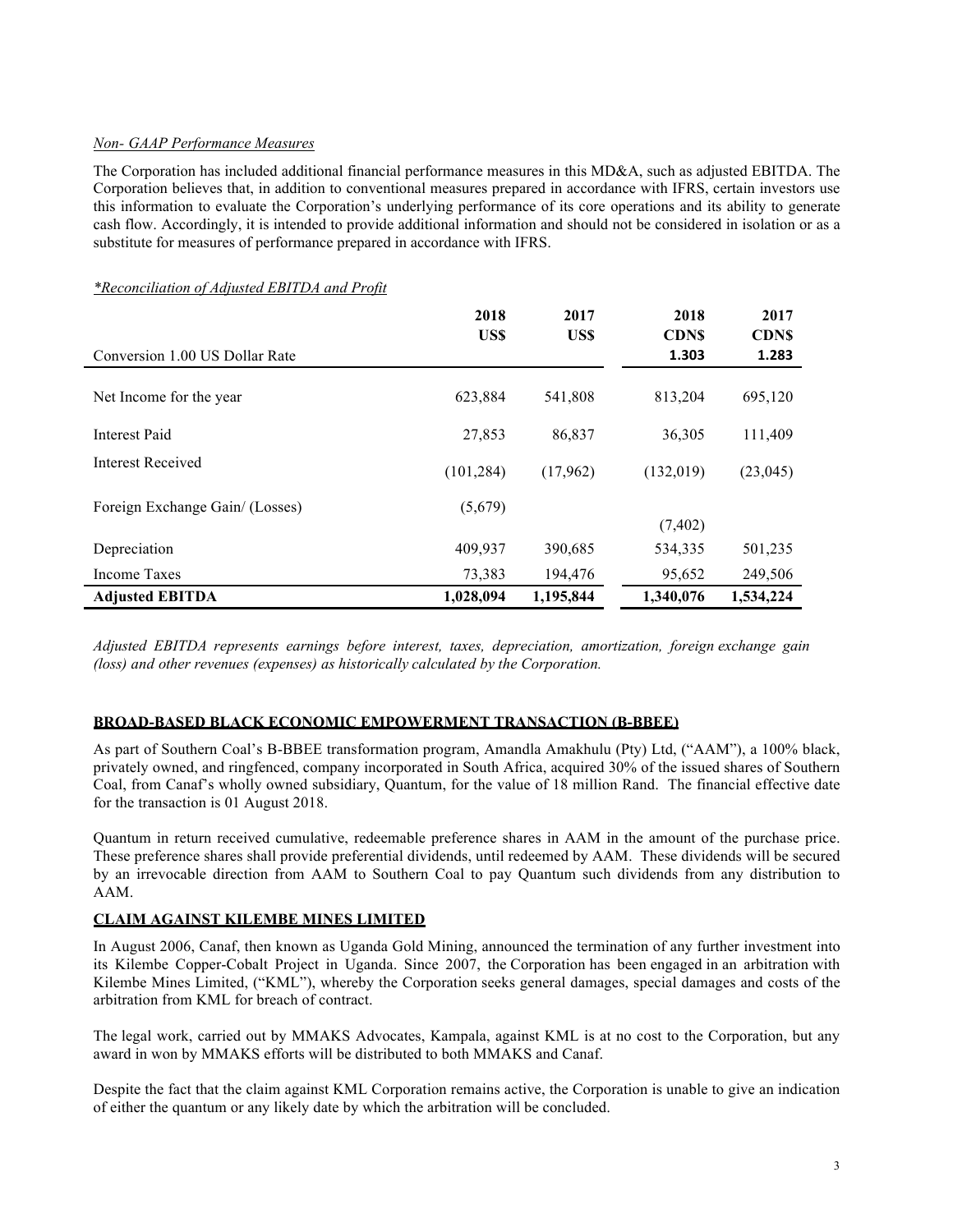*Non- GAAP Performance Measures*

The Corporation has included additional financial performance measures in this MD&A, such as adjusted EBITDA. The Corporation believes that, in addition to conventional measures prepared in accordance with IFRS, certain investors use this information to evaluate the Corporation's underlying performance of its core operations and its ability to generate cash flow. Accordingly, it is intended to provide additional information and should not be considered in isolation or as a substitute for measures of performance prepared in accordance with IFRS.

*\*Reconciliation of Adjusted EBITDA and Profit*

| | 2018 US$ | 2017 US$ | 2018 CDN$ | 2017 CDN$ |
|---|---|---|---|---|
| Conversion 1.00 US Dollar Rate | | | 1.303 | 1.283 |
| Net Income for the year | 623,884 | 541,808 | 813,204 | 695,120 |
| Interest Paid | 27,853 | 86,837 | 36,305 | 111,409 |
| Interest Received | (101,284) | (17,962) | (132,019) | (23,045) |
| Foreign Exchange Gain/ (Losses) | (5,679) | | (7,402) | |
| Depreciation | 409,937 | 390,685 | 534,335 | 501,235 |
| Income Taxes | 73,383 | 194,476 | 95,652 | 249,506 |
| **Adjusted EBITDA** | **1,028,094** | **1,195,844** | **1,340,076** | **1,534,224** |

*Adjusted EBITDA represents earnings before interest, taxes, depreciation, amortization, foreign exchange gain (loss) and other revenues (expenses) as historically calculated by the Corporation.*

## BROAD-BASED BLACK ECONOMIC EMPOWERMENT TRANSACTION (B-BBEE)

As part of Southern Coal's B-BBEE transformation program, Amandla Amakhulu (Pty) Ltd, ("AAM"), a 100% black, privately owned, and ringfenced, company incorporated in South Africa, acquired 30% of the issued shares of Southern Coal, from Canaf's wholly owned subsidiary, Quantum, for the value of 18 million Rand. The financial effective date for the transaction is 01 August 2018.

Quantum in return received cumulative, redeemable preference shares in AAM in the amount of the purchase price. These preference shares shall provide preferential dividends, until redeemed by AAM. These dividends will be secured by an irrevocable direction from AAM to Southern Coal to pay Quantum such dividends from any distribution to AAM.

## CLAIM AGAINST KILEMBE MINES LIMITED

In August 2006, Canaf, then known as Uganda Gold Mining, announced the termination of any further investment into its Kilembe Copper-Cobalt Project in Uganda. Since 2007, the Corporation has been engaged in an arbitration with Kilembe Mines Limited, ("KML"), whereby the Corporation seeks general damages, special damages and costs of the arbitration from KML for breach of contract.

The legal work, carried out by MMAKS Advocates, Kampala, against KML is at no cost to the Corporation, but any award in won by MMAKS efforts will be distributed to both MMAKS and Canaf.

Despite the fact that the claim against KML Corporation remains active, the Corporation is unable to give an indication of either the quantum or any likely date by which the arbitration will be concluded.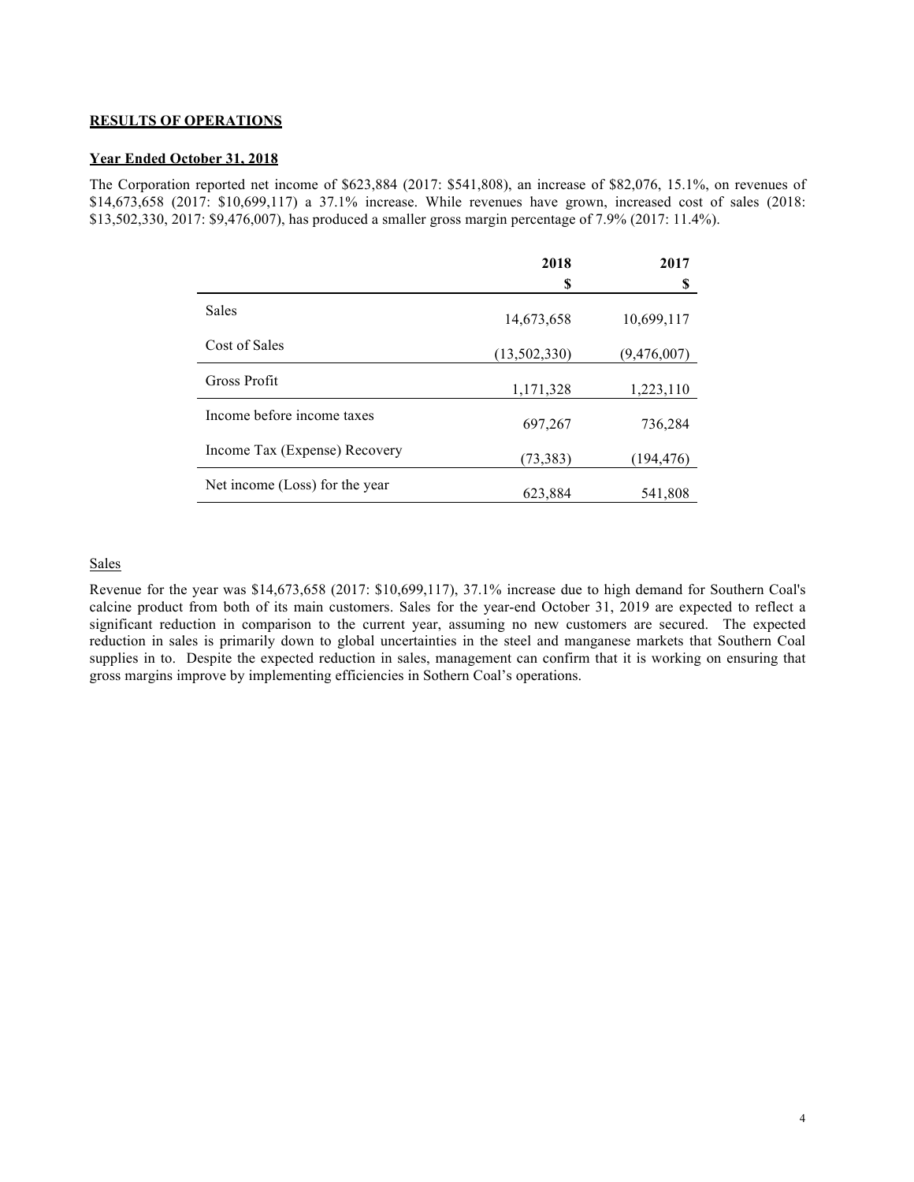**RESULTS OF OPERATIONS**

**Year Ended October 31, 2018**

The Corporation reported net income of $623,884 (2017: $541,808), an increase of $82,076, 15.1%, on revenues of $14,673,658 (2017: $10,699,117) a 37.1% increase. While revenues have grown, increased cost of sales (2018: $13,502,330, 2017: $9,476,007), has produced a smaller gross margin percentage of 7.9% (2017: 11.4%).

| | 2018<br>$ | 2017<br>$ |
|---|---|---|
| Sales | 14,673,658 | 10,699,117 |
| Cost of Sales | (13,502,330) | (9,476,007) |
| Gross Profit | 1,171,328 | 1,223,110 |
| Income before income taxes | 697,267 | 736,284 |
| Income Tax (Expense) Recovery | (73,383) | (194,476) |
| Net income (Loss) for the year | 623,884 | 541,808 |

Sales

Revenue for the year was $14,673,658 (2017: $10,699,117), 37.1% increase due to high demand for Southern Coal's calcine product from both of its main customers. Sales for the year-end October 31, 2019 are expected to reflect a significant reduction in comparison to the current year, assuming no new customers are secured. The expected reduction in sales is primarily down to global uncertainties in the steel and manganese markets that Southern Coal supplies in to. Despite the expected reduction in sales, management can confirm that it is working on ensuring that gross margins improve by implementing efficiencies in Sothern Coal's operations.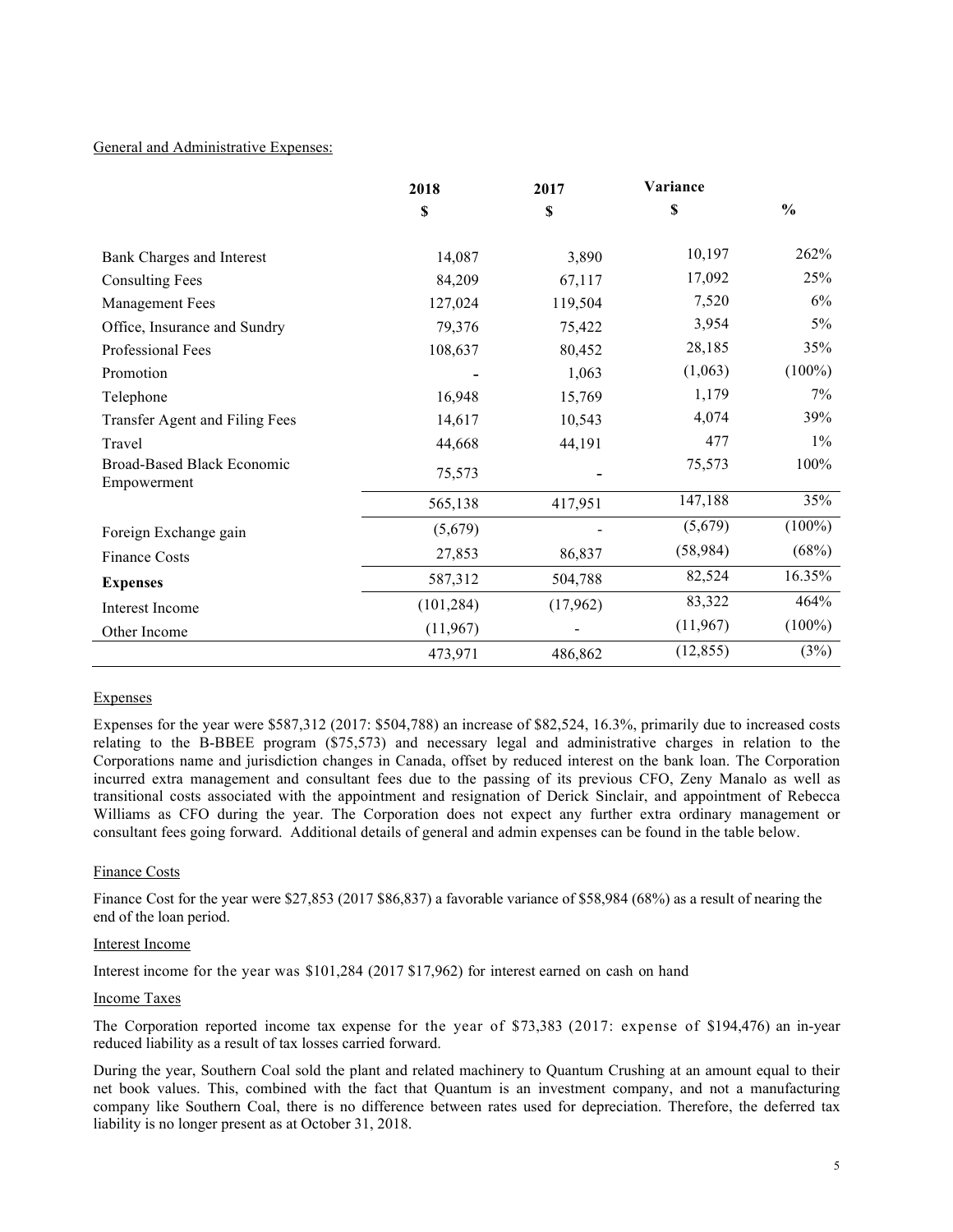General and Administrative Expenses:

| | 2018 | 2017 | Variance | |
|---|---|---|---|---|
| | $ | $ | $ | % |
| Bank Charges and Interest | 14,087 | 3,890 | 10,197 | 262% |
| Consulting Fees | 84,209 | 67,117 | 17,092 | 25% |
| Management Fees | 127,024 | 119,504 | 7,520 | 6% |
| Office, Insurance and Sundry | 79,376 | 75,422 | 3,954 | 5% |
| Professional Fees | 108,637 | 80,452 | 28,185 | 35% |
| Promotion | - | 1,063 | (1,063) | (100%) |
| Telephone | 16,948 | 15,769 | 1,179 | 7% |
| Transfer Agent and Filing Fees | 14,617 | 10,543 | 4,074 | 39% |
| Travel | 44,668 | 44,191 | 477 | 1% |
| Broad-Based Black Economic Empowerment | 75,573 | - | 75,573 | 100% |
| | 565,138 | 417,951 | 147,188 | 35% |
| Foreign Exchange gain | (5,679) | - | (5,679) | (100%) |
| Finance Costs | 27,853 | 86,837 | (58,984) | (68%) |
| **Expenses** | 587,312 | 504,788 | 82,524 | 16.35% |
| Interest Income | (101,284) | (17,962) | 83,322 | 464% |
| Other Income | (11,967) | - | (11,967) | (100%) |
| | 473,971 | 486,862 | (12,855) | (3%) |

Expenses

Expenses for the year were $587,312 (2017: $504,788) an increase of $82,524, 16.3%, primarily due to increased costs relating to the B-BBEE program ($75,573) and necessary legal and administrative charges in relation to the Corporations name and jurisdiction changes in Canada, offset by reduced interest on the bank loan. The Corporation incurred extra management and consultant fees due to the passing of its previous CFO, Zeny Manalo as well as transitional costs associated with the appointment and resignation of Derick Sinclair, and appointment of Rebecca Williams as CFO during the year. The Corporation does not expect any further extra ordinary management or consultant fees going forward. Additional details of general and admin expenses can be found in the table below.

Finance Costs

Finance Cost for the year were $27,853 (2017 $86,837) a favorable variance of $58,984 (68%) as a result of nearing the end of the loan period.

Interest Income

Interest income for the year was $101,284 (2017 $17,962) for interest earned on cash on hand

Income Taxes

The Corporation reported income tax expense for the year of $73,383 (2017: expense of $194,476) an in-year reduced liability as a result of tax losses carried forward.

During the year, Southern Coal sold the plant and related machinery to Quantum Crushing at an amount equal to their net book values. This, combined with the fact that Quantum is an investment company, and not a manufacturing company like Southern Coal, there is no difference between rates used for depreciation. Therefore, the deferred tax liability is no longer present as at October 31, 2018.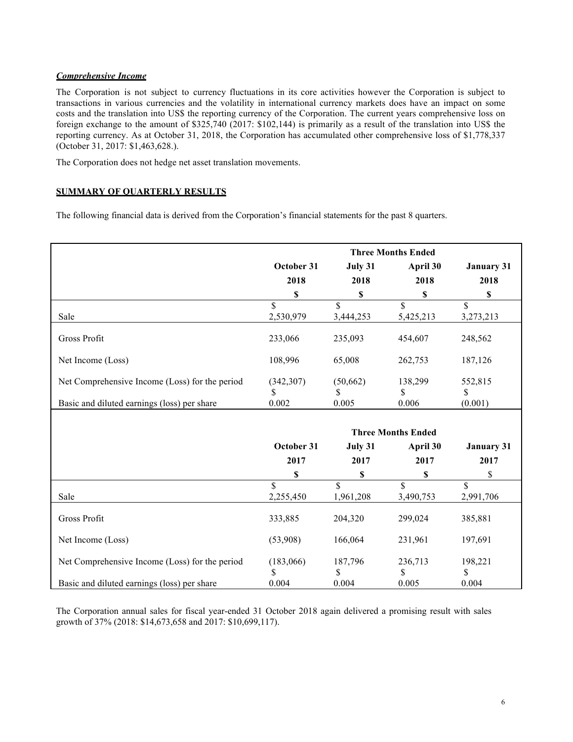***Comprehensive Income***

The Corporation is not subject to currency fluctuations in its core activities however the Corporation is subject to transactions in various currencies and the volatility in international currency markets does have an impact on some costs and the translation into US$ the reporting currency of the Corporation. The current years comprehensive loss on foreign exchange to the amount of $325,740 (2017: $102,144) is primarily as a result of the translation into US$ the reporting currency. As at October 31, 2018, the Corporation has accumulated other comprehensive loss of $1,778,337 (October 31, 2017: $1,463,628.).

The Corporation does not hedge net asset translation movements.

**SUMMARY OF QUARTERLY RESULTS**

The following financial data is derived from the Corporation's financial statements for the past 8 quarters.

| | Three Months Ended | | | |
|---|---|---|---|---|
| | **October 31 2018 $** | **July 31 2018 $** | **April 30 2018 $** | **January 31 2018 $** |
| Sale | $ 2,530,979 | $ 3,444,253 | $ 5,425,213 | $ 3,273,213 |
| Gross Profit | 233,066 | 235,093 | 454,607 | 248,562 |
| Net Income (Loss) | 108,996 | 65,008 | 262,753 | 187,126 |
| Net Comprehensive Income (Loss) for the period | (342,307) | (50,662) | 138,299 | 552,815 |
| Basic and diluted earnings (loss) per share | $ 0.002 | $ 0.005 | $ 0.006 | $ (0.001) |

| | Three Months Ended | | | |
|---|---|---|---|---|
| | **October 31 2017 $** | **July 31 2017 $** | **April 30 2017 $** | **January 31 2017 $** |
| Sale | $ 2,255,450 | $ 1,961,208 | $ 3,490,753 | $ 2,991,706 |
| Gross Profit | 333,885 | 204,320 | 299,024 | 385,881 |
| Net Income (Loss) | (53,908) | 166,064 | 231,961 | 197,691 |
| Net Comprehensive Income (Loss) for the period | (183,066) | 187,796 | 236,713 | 198,221 |
| Basic and diluted earnings (loss) per share | $ 0.004 | $ 0.004 | $ 0.005 | $ 0.004 |

The Corporation annual sales for fiscal year-ended 31 October 2018 again delivered a promising result with sales growth of 37% (2018: $14,673,658 and 2017: $10,699,117).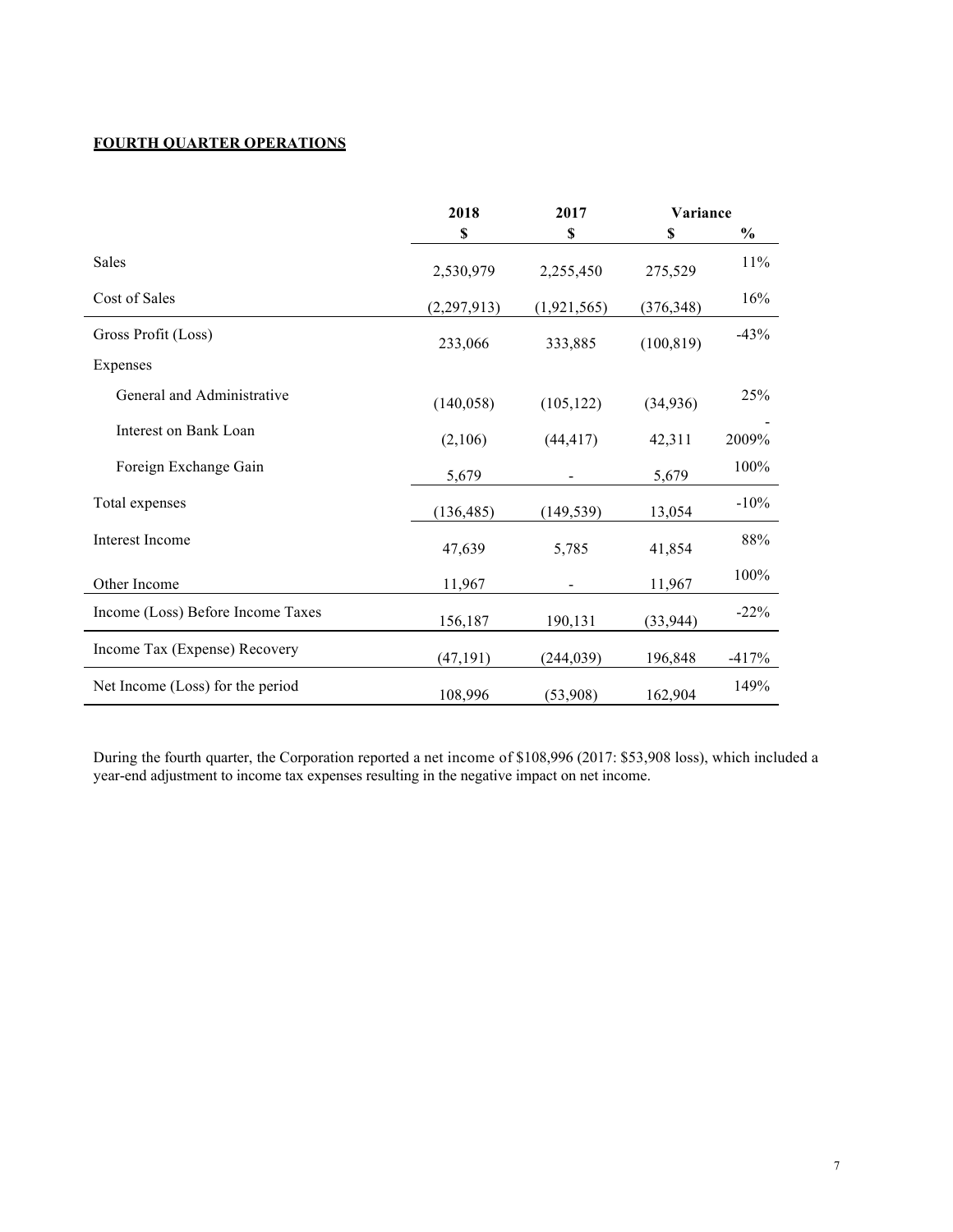**FOURTH QUARTER OPERATIONS**

| | 2018 | 2017 | Variance | |
|---|---|---|---|---|
| | $ | $ | $ | % |
| Sales | 2,530,979 | 2,255,450 | 275,529 | 11% |
| Cost of Sales | (2,297,913) | (1,921,565) | (376,348) | 16% |
| Gross Profit (Loss) | 233,066 | 333,885 | (100,819) | -43% |
| Expenses | | | | |
| General and Administrative | (140,058) | (105,122) | (34,936) | 25% |
| Interest on Bank Loan | (2,106) | (44,417) | 42,311 | -2009% |
| Foreign Exchange Gain | 5,679 | - | 5,679 | 100% |
| Total expenses | (136,485) | (149,539) | 13,054 | -10% |
| Interest Income | 47,639 | 5,785 | 41,854 | 88% |
| Other Income | 11,967 | - | 11,967 | 100% |
| Income (Loss) Before Income Taxes | 156,187 | 190,131 | (33,944) | -22% |
| Income Tax (Expense) Recovery | (47,191) | (244,039) | 196,848 | -417% |
| Net Income (Loss) for the period | 108,996 | (53,908) | 162,904 | 149% |

During the fourth quarter, the Corporation reported a net income of $108,996 (2017: $53,908 loss), which included a year-end adjustment to income tax expenses resulting in the negative impact on net income.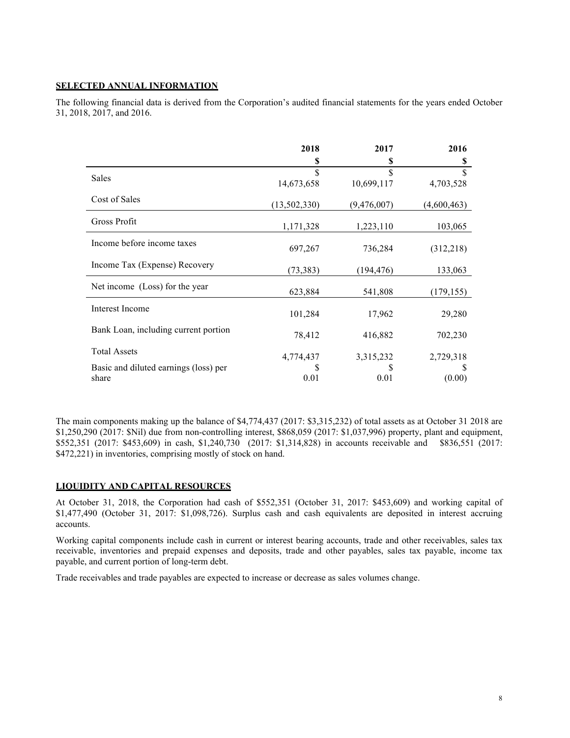## SELECTED ANNUAL INFORMATION

The following financial data is derived from the Corporation's audited financial statements for the years ended October 31, 2018, 2017, and 2016.

| | 2018 | 2017 | 2016 |
|---|---|---|---|
| | $ | $ | $ |
| Sales | $ 14,673,658 | $ 10,699,117 | $ 4,703,528 |
| Cost of Sales | (13,502,330) | (9,476,007) | (4,600,463) |
| Gross Profit | 1,171,328 | 1,223,110 | 103,065 |
| Income before income taxes | 697,267 | 736,284 | (312,218) |
| Income Tax (Expense) Recovery | (73,383) | (194,476) | 133,063 |
| Net income (Loss) for the year | 623,884 | 541,808 | (179,155) |
| Interest Income | 101,284 | 17,962 | 29,280 |
| Bank Loan, including current portion | 78,412 | 416,882 | 702,230 |
| Total Assets | 4,774,437 | 3,315,232 | 2,729,318 |
| Basic and diluted earnings (loss) per share | $ 0.01 | $ 0.01 | $ (0.00) |

The main components making up the balance of $4,774,437 (2017: $3,315,232) of total assets as at October 31 2018 are $1,250,290 (2017: $Nil) due from non-controlling interest, $868,059 (2017: $1,037,996) property, plant and equipment, $552,351 (2017: $453,609) in cash, $1,240,730 (2017: $1,314,828) in accounts receivable and $836,551 (2017: $472,221) in inventories, comprising mostly of stock on hand.

## LIQUIDITY AND CAPITAL RESOURCES

At October 31, 2018, the Corporation had cash of $552,351 (October 31, 2017: $453,609) and working capital of $1,477,490 (October 31, 2017: $1,098,726). Surplus cash and cash equivalents are deposited in interest accruing accounts.

Working capital components include cash in current or interest bearing accounts, trade and other receivables, sales tax receivable, inventories and prepaid expenses and deposits, trade and other payables, sales tax payable, income tax payable, and current portion of long-term debt.

Trade receivables and trade payables are expected to increase or decrease as sales volumes change.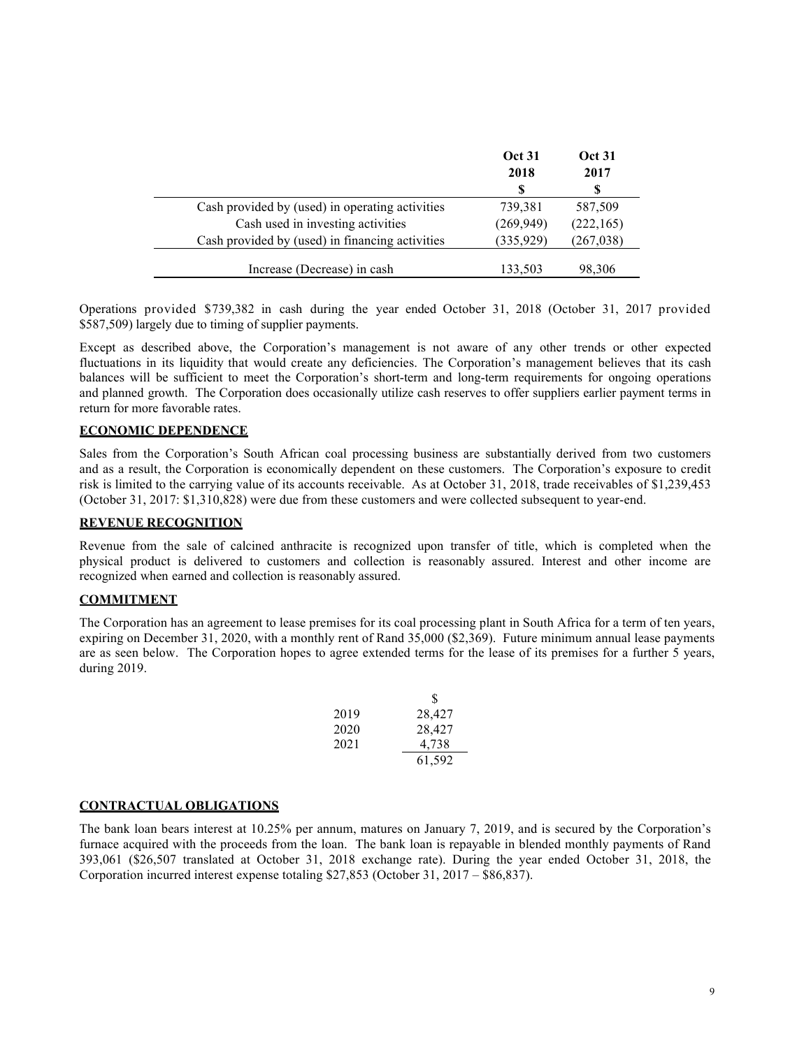| | Oct 31 2018 $ | Oct 31 2017 $ |
|---|---|---|
| Cash provided by (used) in operating activities | 739,381 | 587,509 |
| Cash used in investing activities | (269,949) | (222,165) |
| Cash provided by (used) in financing activities | (335,929) | (267,038) |
| Increase (Decrease) in cash | 133,503 | 98,306 |

Operations provided $739,382 in cash during the year ended October 31, 2018 (October 31, 2017 provided $587,509) largely due to timing of supplier payments.

Except as described above, the Corporation's management is not aware of any other trends or other expected fluctuations in its liquidity that would create any deficiencies. The Corporation's management believes that its cash balances will be sufficient to meet the Corporation's short-term and long-term requirements for ongoing operations and planned growth. The Corporation does occasionally utilize cash reserves to offer suppliers earlier payment terms in return for more favorable rates.

## ECONOMIC DEPENDENCE

Sales from the Corporation's South African coal processing business are substantially derived from two customers and as a result, the Corporation is economically dependent on these customers. The Corporation's exposure to credit risk is limited to the carrying value of its accounts receivable. As at October 31, 2018, trade receivables of $1,239,453 (October 31, 2017: $1,310,828) were due from these customers and were collected subsequent to year-end.

## REVENUE RECOGNITION

Revenue from the sale of calcined anthracite is recognized upon transfer of title, which is completed when the physical product is delivered to customers and collection is reasonably assured. Interest and other income are recognized when earned and collection is reasonably assured.

## COMMITMENT

The Corporation has an agreement to lease premises for its coal processing plant in South Africa for a term of ten years, expiring on December 31, 2020, with a monthly rent of Rand 35,000 ($2,369). Future minimum annual lease payments are as seen below. The Corporation hopes to agree extended terms for the lease of its premises for a further 5 years, during 2019.

| | $ |
|---|---|
| 2019 | 28,427 |
| 2020 | 28,427 |
| 2021 | 4,738 |
| | 61,592 |

## CONTRACTUAL OBLIGATIONS

The bank loan bears interest at 10.25% per annum, matures on January 7, 2019, and is secured by the Corporation's furnace acquired with the proceeds from the loan. The bank loan is repayable in blended monthly payments of Rand 393,061 ($26,507 translated at October 31, 2018 exchange rate). During the year ended October 31, 2018, the Corporation incurred interest expense totaling $27,853 (October 31, 2017 – $86,837).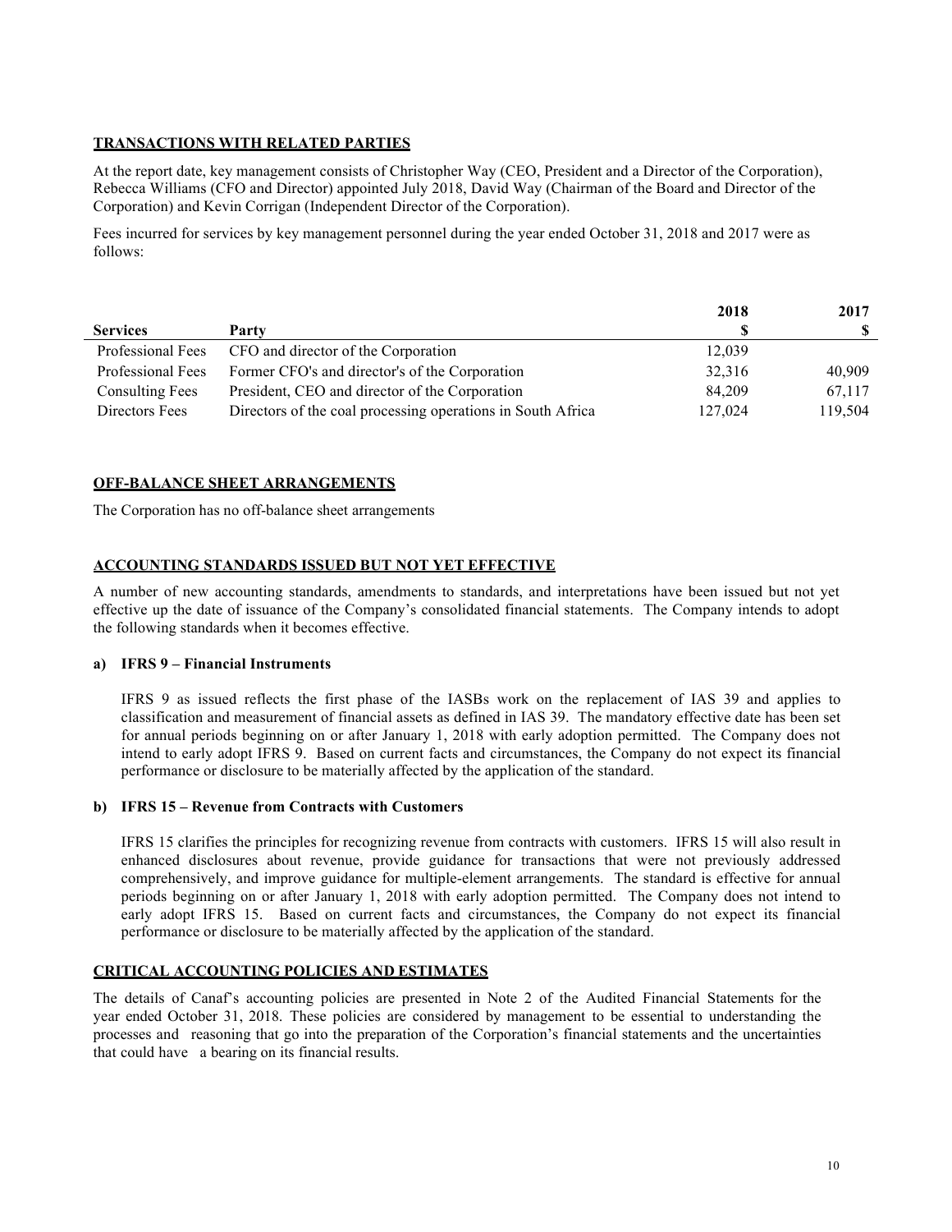## TRANSACTIONS WITH RELATED PARTIES

At the report date, key management consists of Christopher Way (CEO, President and a Director of the Corporation), Rebecca Williams (CFO and Director) appointed July 2018, David Way (Chairman of the Board and Director of the Corporation) and Kevin Corrigan (Independent Director of the Corporation).

Fees incurred for services by key management personnel during the year ended October 31, 2018 and 2017 were as follows:

| Services | Party | 2018<br>$ | 2017<br>$ |
|---|---|---|---|
| Professional Fees | CFO and director of the Corporation | 12,039 | |
| Professional Fees | Former CFO's and director's of the Corporation | 32,316 | 40,909 |
| Consulting Fees | President, CEO and director of the Corporation | 84,209 | 67,117 |
| Directors Fees | Directors of the coal processing operations in South Africa | 127,024 | 119,504 |

## OFF-BALANCE SHEET ARRANGEMENTS

The Corporation has no off-balance sheet arrangements

## ACCOUNTING STANDARDS ISSUED BUT NOT YET EFFECTIVE

A number of new accounting standards, amendments to standards, and interpretations have been issued but not yet effective up the date of issuance of the Company's consolidated financial statements. The Company intends to adopt the following standards when it becomes effective.

### a) IFRS 9 – Financial Instruments

IFRS 9 as issued reflects the first phase of the IASBs work on the replacement of IAS 39 and applies to classification and measurement of financial assets as defined in IAS 39. The mandatory effective date has been set for annual periods beginning on or after January 1, 2018 with early adoption permitted. The Company does not intend to early adopt IFRS 9. Based on current facts and circumstances, the Company do not expect its financial performance or disclosure to be materially affected by the application of the standard.

### b) IFRS 15 – Revenue from Contracts with Customers

IFRS 15 clarifies the principles for recognizing revenue from contracts with customers. IFRS 15 will also result in enhanced disclosures about revenue, provide guidance for transactions that were not previously addressed comprehensively, and improve guidance for multiple-element arrangements. The standard is effective for annual periods beginning on or after January 1, 2018 with early adoption permitted. The Company does not intend to early adopt IFRS 15. Based on current facts and circumstances, the Company do not expect its financial performance or disclosure to be materially affected by the application of the standard.

## CRITICAL ACCOUNTING POLICIES AND ESTIMATES

The details of Canaf's accounting policies are presented in Note 2 of the Audited Financial Statements for the year ended October 31, 2018. These policies are considered by management to be essential to understanding the processes and reasoning that go into the preparation of the Corporation's financial statements and the uncertainties that could have a bearing on its financial results.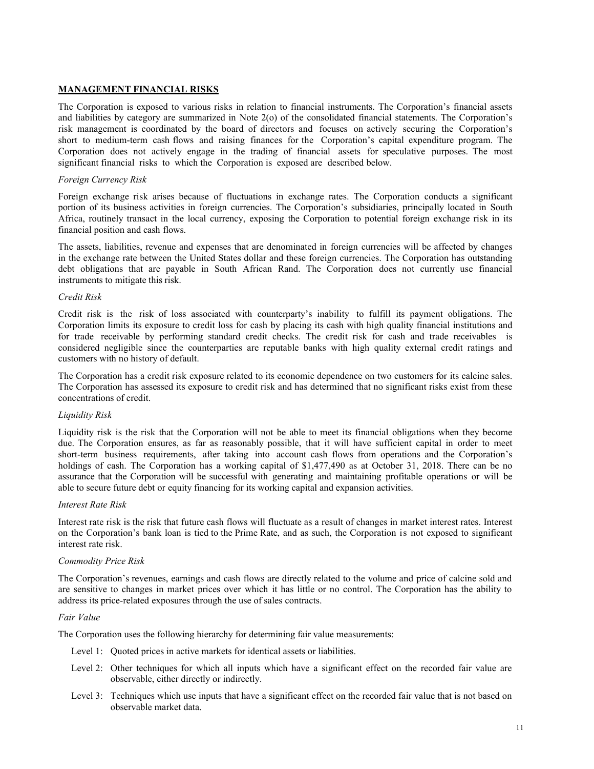## MANAGEMENT FINANCIAL RISKS

The Corporation is exposed to various risks in relation to financial instruments. The Corporation's financial assets and liabilities by category are summarized in Note 2(o) of the consolidated financial statements. The Corporation's risk management is coordinated by the board of directors and focuses on actively securing the Corporation's short to medium-term cash flows and raising finances for the Corporation's capital expenditure program. The Corporation does not actively engage in the trading of financial assets for speculative purposes. The most significant financial risks to which the Corporation is exposed are described below.

*Foreign Currency Risk*

Foreign exchange risk arises because of fluctuations in exchange rates. The Corporation conducts a significant portion of its business activities in foreign currencies. The Corporation's subsidiaries, principally located in South Africa, routinely transact in the local currency, exposing the Corporation to potential foreign exchange risk in its financial position and cash flows.

The assets, liabilities, revenue and expenses that are denominated in foreign currencies will be affected by changes in the exchange rate between the United States dollar and these foreign currencies. The Corporation has outstanding debt obligations that are payable in South African Rand. The Corporation does not currently use financial instruments to mitigate this risk.

*Credit Risk*

Credit risk is the risk of loss associated with counterparty's inability to fulfill its payment obligations. The Corporation limits its exposure to credit loss for cash by placing its cash with high quality financial institutions and for trade receivable by performing standard credit checks. The credit risk for cash and trade receivables is considered negligible since the counterparties are reputable banks with high quality external credit ratings and customers with no history of default.

The Corporation has a credit risk exposure related to its economic dependence on two customers for its calcine sales. The Corporation has assessed its exposure to credit risk and has determined that no significant risks exist from these concentrations of credit.

*Liquidity Risk*

Liquidity risk is the risk that the Corporation will not be able to meet its financial obligations when they become due. The Corporation ensures, as far as reasonably possible, that it will have sufficient capital in order to meet short-term business requirements, after taking into account cash flows from operations and the Corporation's holdings of cash. The Corporation has a working capital of $1,477,490 as at October 31, 2018. There can be no assurance that the Corporation will be successful with generating and maintaining profitable operations or will be able to secure future debt or equity financing for its working capital and expansion activities.

*Interest Rate Risk*

Interest rate risk is the risk that future cash flows will fluctuate as a result of changes in market interest rates. Interest on the Corporation's bank loan is tied to the Prime Rate, and as such, the Corporation is not exposed to significant interest rate risk.

*Commodity Price Risk*

The Corporation's revenues, earnings and cash flows are directly related to the volume and price of calcine sold and are sensitive to changes in market prices over which it has little or no control. The Corporation has the ability to address its price-related exposures through the use of sales contracts.

*Fair Value*

The Corporation uses the following hierarchy for determining fair value measurements:

- Level 1: Quoted prices in active markets for identical assets or liabilities.
- Level 2: Other techniques for which all inputs which have a significant effect on the recorded fair value are observable, either directly or indirectly.
- Level 3: Techniques which use inputs that have a significant effect on the recorded fair value that is not based on observable market data.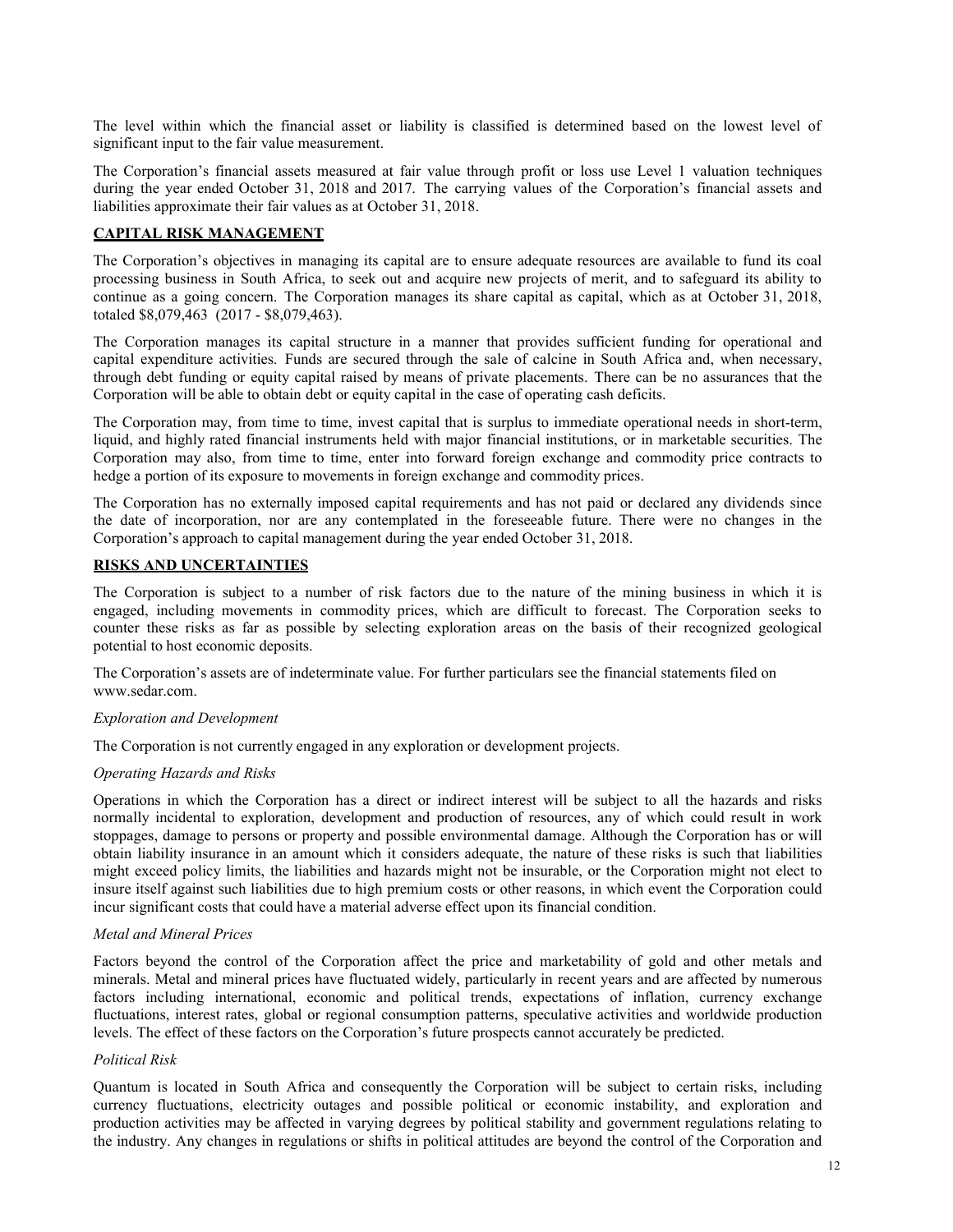The level within which the financial asset or liability is classified is determined based on the lowest level of significant input to the fair value measurement.

The Corporation's financial assets measured at fair value through profit or loss use Level 1 valuation techniques during the year ended October 31, 2018 and 2017. The carrying values of the Corporation's financial assets and liabilities approximate their fair values as at October 31, 2018.

## CAPITAL RISK MANAGEMENT

The Corporation's objectives in managing its capital are to ensure adequate resources are available to fund its coal processing business in South Africa, to seek out and acquire new projects of merit, and to safeguard its ability to continue as a going concern. The Corporation manages its share capital as capital, which as at October 31, 2018, totaled $8,079,463 (2017 - $8,079,463).

The Corporation manages its capital structure in a manner that provides sufficient funding for operational and capital expenditure activities. Funds are secured through the sale of calcine in South Africa and, when necessary, through debt funding or equity capital raised by means of private placements. There can be no assurances that the Corporation will be able to obtain debt or equity capital in the case of operating cash deficits.

The Corporation may, from time to time, invest capital that is surplus to immediate operational needs in short-term, liquid, and highly rated financial instruments held with major financial institutions, or in marketable securities. The Corporation may also, from time to time, enter into forward foreign exchange and commodity price contracts to hedge a portion of its exposure to movements in foreign exchange and commodity prices.

The Corporation has no externally imposed capital requirements and has not paid or declared any dividends since the date of incorporation, nor are any contemplated in the foreseeable future. There were no changes in the Corporation's approach to capital management during the year ended October 31, 2018.

## RISKS AND UNCERTAINTIES

The Corporation is subject to a number of risk factors due to the nature of the mining business in which it is engaged, including movements in commodity prices, which are difficult to forecast. The Corporation seeks to counter these risks as far as possible by selecting exploration areas on the basis of their recognized geological potential to host economic deposits.

The Corporation's assets are of indeterminate value. For further particulars see the financial statements filed on www.sedar.com.

*Exploration and Development*

The Corporation is not currently engaged in any exploration or development projects.

*Operating Hazards and Risks*

Operations in which the Corporation has a direct or indirect interest will be subject to all the hazards and risks normally incidental to exploration, development and production of resources, any of which could result in work stoppages, damage to persons or property and possible environmental damage. Although the Corporation has or will obtain liability insurance in an amount which it considers adequate, the nature of these risks is such that liabilities might exceed policy limits, the liabilities and hazards might not be insurable, or the Corporation might not elect to insure itself against such liabilities due to high premium costs or other reasons, in which event the Corporation could incur significant costs that could have a material adverse effect upon its financial condition.

*Metal and Mineral Prices*

Factors beyond the control of the Corporation affect the price and marketability of gold and other metals and minerals. Metal and mineral prices have fluctuated widely, particularly in recent years and are affected by numerous factors including international, economic and political trends, expectations of inflation, currency exchange fluctuations, interest rates, global or regional consumption patterns, speculative activities and worldwide production levels. The effect of these factors on the Corporation's future prospects cannot accurately be predicted.

*Political Risk*

Quantum is located in South Africa and consequently the Corporation will be subject to certain risks, including currency fluctuations, electricity outages and possible political or economic instability, and exploration and production activities may be affected in varying degrees by political stability and government regulations relating to the industry. Any changes in regulations or shifts in political attitudes are beyond the control of the Corporation and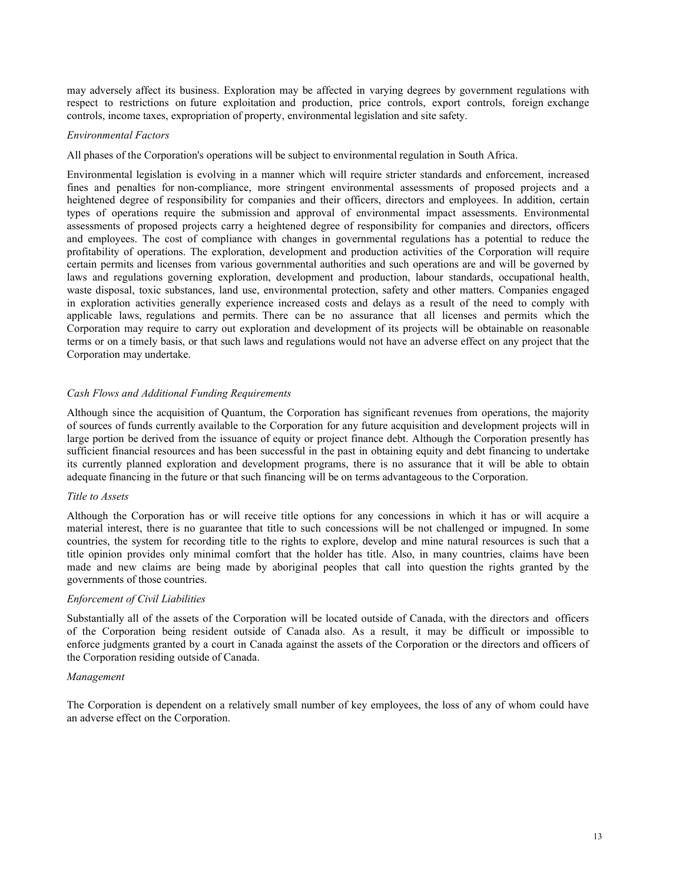may adversely affect its business. Exploration may be affected in varying degrees by government regulations with respect to restrictions on future exploitation and production, price controls, export controls, foreign exchange controls, income taxes, expropriation of property, environmental legislation and site safety.

*Environmental Factors*

All phases of the Corporation's operations will be subject to environmental regulation in South Africa.

Environmental legislation is evolving in a manner which will require stricter standards and enforcement, increased fines and penalties for non-compliance, more stringent environmental assessments of proposed projects and a heightened degree of responsibility for companies and their officers, directors and employees. In addition, certain types of operations require the submission and approval of environmental impact assessments. Environmental assessments of proposed projects carry a heightened degree of responsibility for companies and directors, officers and employees. The cost of compliance with changes in governmental regulations has a potential to reduce the profitability of operations. The exploration, development and production activities of the Corporation will require certain permits and licenses from various governmental authorities and such operations are and will be governed by laws and regulations governing exploration, development and production, labour standards, occupational health, waste disposal, toxic substances, land use, environmental protection, safety and other matters. Companies engaged in exploration activities generally experience increased costs and delays as a result of the need to comply with applicable laws, regulations and permits. There can be no assurance that all licenses and permits which the Corporation may require to carry out exploration and development of its projects will be obtainable on reasonable terms or on a timely basis, or that such laws and regulations would not have an adverse effect on any project that the Corporation may undertake.

*Cash Flows and Additional Funding Requirements*

Although since the acquisition of Quantum, the Corporation has significant revenues from operations, the majority of sources of funds currently available to the Corporation for any future acquisition and development projects will in large portion be derived from the issuance of equity or project finance debt. Although the Corporation presently has sufficient financial resources and has been successful in the past in obtaining equity and debt financing to undertake its currently planned exploration and development programs, there is no assurance that it will be able to obtain adequate financing in the future or that such financing will be on terms advantageous to the Corporation.

*Title to Assets*

Although the Corporation has or will receive title options for any concessions in which it has or will acquire a material interest, there is no guarantee that title to such concessions will be not challenged or impugned. In some countries, the system for recording title to the rights to explore, develop and mine natural resources is such that a title opinion provides only minimal comfort that the holder has title. Also, in many countries, claims have been made and new claims are being made by aboriginal peoples that call into question the rights granted by the governments of those countries.

*Enforcement of Civil Liabilities*

Substantially all of the assets of the Corporation will be located outside of Canada, with the directors and officers of the Corporation being resident outside of Canada also. As a result, it may be difficult or impossible to enforce judgments granted by a court in Canada against the assets of the Corporation or the directors and officers of the Corporation residing outside of Canada.

*Management*

The Corporation is dependent on a relatively small number of key employees, the loss of any of whom could have an adverse effect on the Corporation.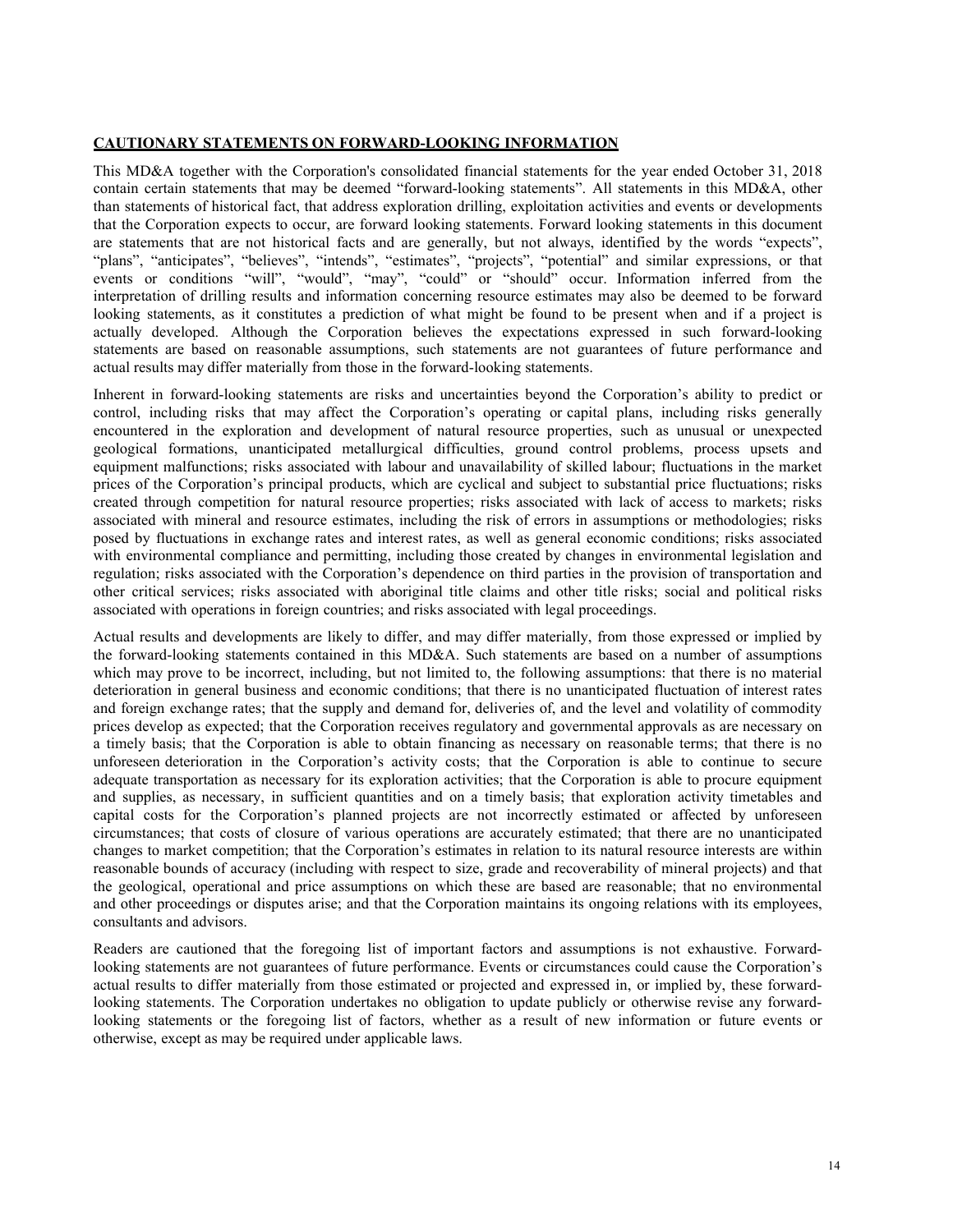## CAUTIONARY STATEMENTS ON FORWARD-LOOKING INFORMATION

This MD&A together with the Corporation's consolidated financial statements for the year ended October 31, 2018 contain certain statements that may be deemed "forward-looking statements". All statements in this MD&A, other than statements of historical fact, that address exploration drilling, exploitation activities and events or developments that the Corporation expects to occur, are forward looking statements. Forward looking statements in this document are statements that are not historical facts and are generally, but not always, identified by the words "expects", "plans", "anticipates", "believes", "intends", "estimates", "projects", "potential" and similar expressions, or that events or conditions "will", "would", "may", "could" or "should" occur. Information inferred from the interpretation of drilling results and information concerning resource estimates may also be deemed to be forward looking statements, as it constitutes a prediction of what might be found to be present when and if a project is actually developed. Although the Corporation believes the expectations expressed in such forward-looking statements are based on reasonable assumptions, such statements are not guarantees of future performance and actual results may differ materially from those in the forward-looking statements.

Inherent in forward-looking statements are risks and uncertainties beyond the Corporation's ability to predict or control, including risks that may affect the Corporation's operating or capital plans, including risks generally encountered in the exploration and development of natural resource properties, such as unusual or unexpected geological formations, unanticipated metallurgical difficulties, ground control problems, process upsets and equipment malfunctions; risks associated with labour and unavailability of skilled labour; fluctuations in the market prices of the Corporation's principal products, which are cyclical and subject to substantial price fluctuations; risks created through competition for natural resource properties; risks associated with lack of access to markets; risks associated with mineral and resource estimates, including the risk of errors in assumptions or methodologies; risks posed by fluctuations in exchange rates and interest rates, as well as general economic conditions; risks associated with environmental compliance and permitting, including those created by changes in environmental legislation and regulation; risks associated with the Corporation's dependence on third parties in the provision of transportation and other critical services; risks associated with aboriginal title claims and other title risks; social and political risks associated with operations in foreign countries; and risks associated with legal proceedings.

Actual results and developments are likely to differ, and may differ materially, from those expressed or implied by the forward-looking statements contained in this MD&A. Such statements are based on a number of assumptions which may prove to be incorrect, including, but not limited to, the following assumptions: that there is no material deterioration in general business and economic conditions; that there is no unanticipated fluctuation of interest rates and foreign exchange rates; that the supply and demand for, deliveries of, and the level and volatility of commodity prices develop as expected; that the Corporation receives regulatory and governmental approvals as are necessary on a timely basis; that the Corporation is able to obtain financing as necessary on reasonable terms; that there is no unforeseen deterioration in the Corporation's activity costs; that the Corporation is able to continue to secure adequate transportation as necessary for its exploration activities; that the Corporation is able to procure equipment and supplies, as necessary, in sufficient quantities and on a timely basis; that exploration activity timetables and capital costs for the Corporation's planned projects are not incorrectly estimated or affected by unforeseen circumstances; that costs of closure of various operations are accurately estimated; that there are no unanticipated changes to market competition; that the Corporation's estimates in relation to its natural resource interests are within reasonable bounds of accuracy (including with respect to size, grade and recoverability of mineral projects) and that the geological, operational and price assumptions on which these are based are reasonable; that no environmental and other proceedings or disputes arise; and that the Corporation maintains its ongoing relations with its employees, consultants and advisors.

Readers are cautioned that the foregoing list of important factors and assumptions is not exhaustive. Forward-looking statements are not guarantees of future performance. Events or circumstances could cause the Corporation's actual results to differ materially from those estimated or projected and expressed in, or implied by, these forward-looking statements. The Corporation undertakes no obligation to update publicly or otherwise revise any forward-looking statements or the foregoing list of factors, whether as a result of new information or future events or otherwise, except as may be required under applicable laws.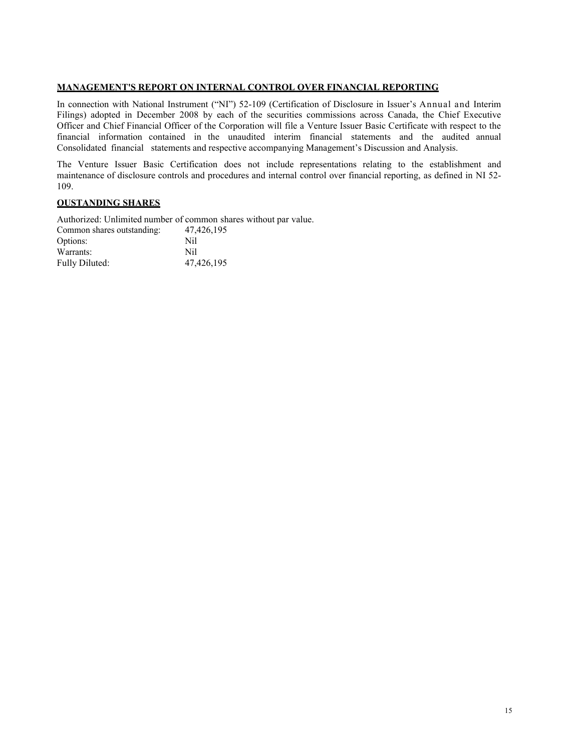## MANAGEMENT'S REPORT ON INTERNAL CONTROL OVER FINANCIAL REPORTING

In connection with National Instrument ("NI") 52-109 (Certification of Disclosure in Issuer's Annual and Interim Filings) adopted in December 2008 by each of the securities commissions across Canada, the Chief Executive Officer and Chief Financial Officer of the Corporation will file a Venture Issuer Basic Certificate with respect to the financial information contained in the unaudited interim financial statements and the audited annual Consolidated financial statements and respective accompanying Management's Discussion and Analysis.

The Venture Issuer Basic Certification does not include representations relating to the establishment and maintenance of disclosure controls and procedures and internal control over financial reporting, as defined in NI 52-109.

## OUSTANDING SHARES

Authorized: Unlimited number of common shares without par value.

| | |
|---|---|
| Common shares outstanding: | 47,426,195 |
| Options: | Nil |
| Warrants: | Nil |
| Fully Diluted: | 47,426,195 |